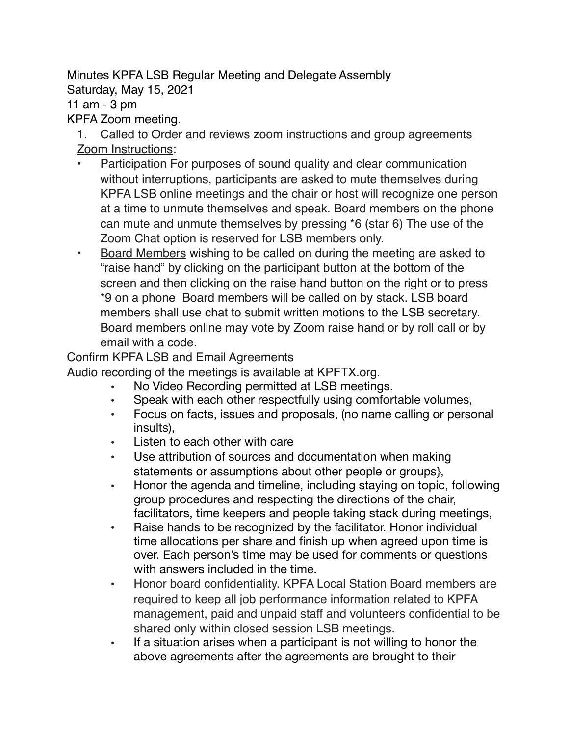Minutes KPFA LSB Regular Meeting and Delegate Assembly
Saturday, May 15, 2021
11 am - 3 pm
KPFA Zoom meeting.

1. Called to Order and reviews zoom instructions and group agreements

Zoom Instructions:

- Participation For purposes of sound quality and clear communication without interruptions, participants are asked to mute themselves during KPFA LSB online meetings and the chair or host will recognize one person at a time to unmute themselves and speak. Board members on the phone can mute and unmute themselves by pressing *6 (star 6) The use of the Zoom Chat option is reserved for LSB members only.
- Board Members wishing to be called on during the meeting are asked to "raise hand" by clicking on the participant button at the bottom of the screen and then clicking on the raise hand button on the right or to press *9 on a phone Board members will be called on by stack. LSB board members shall use chat to submit written motions to the LSB secretary. Board members online may vote by Zoom raise hand or by roll call or by email with a code.

Confirm KPFA LSB and Email Agreements
Audio recording of the meetings is available at KPFTX.org.

- No Video Recording permitted at LSB meetings.
- Speak with each other respectfully using comfortable volumes,
- Focus on facts, issues and proposals, (no name calling or personal insults),
- Listen to each other with care
- Use attribution of sources and documentation when making statements or assumptions about other people or groups},
- Honor the agenda and timeline, including staying on topic, following group procedures and respecting the directions of the chair, facilitators, time keepers and people taking stack during meetings,
- Raise hands to be recognized by the facilitator. Honor individual time allocations per share and finish up when agreed upon time is over. Each person's time may be used for comments or questions with answers included in the time.
- Honor board confidentiality. KPFA Local Station Board members are required to keep all job performance information related to KPFA management, paid and unpaid staff and volunteers confidential to be shared only within closed session LSB meetings.
- If a situation arises when a participant is not willing to honor the above agreements after the agreements are brought to their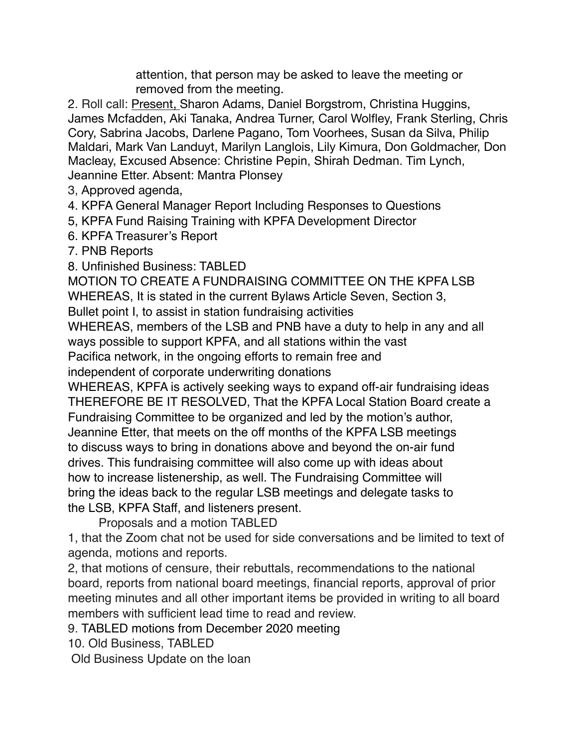attention, that person may be asked to leave the meeting or removed from the meeting.

2. Roll call: <u>Present,</u> Sharon Adams, Daniel Borgstrom, Christina Huggins, James Mcfadden, Aki Tanaka, Andrea Turner, Carol Wolfley, Frank Sterling, Chris Cory, Sabrina Jacobs, Darlene Pagano, Tom Voorhees, Susan da Silva, Philip Maldari, Mark Van Landuyt, Marilyn Langlois, Lily Kimura, Don Goldmacher, Don Macleay, Excused Absence: Christine Pepin, Shirah Dedman. Tim Lynch, Jeannine Etter. Absent: Mantra Plonsey

3, Approved agenda,

4. KPFA General Manager Report Including Responses to Questions

5, KPFA Fund Raising Training with KPFA Development Director

6. KPFA Treasurer's Report

7. PNB Reports

8. Unfinished Business: TABLED

MOTION TO CREATE A FUNDRAISING COMMITTEE ON THE KPFA LSB

WHEREAS, It is stated in the current Bylaws Article Seven, Section 3, Bullet point I, to assist in station fundraising activities

WHEREAS, members of the LSB and PNB have a duty to help in any and all ways possible to support KPFA, and all stations within the vast Pacifica network, in the ongoing efforts to remain free and independent of corporate underwriting donations

WHEREAS, KPFA is actively seeking ways to expand off-air fundraising ideas

THEREFORE BE IT RESOLVED, That the KPFA Local Station Board create a Fundraising Committee to be organized and led by the motion's author, Jeannine Etter, that meets on the off months of the KPFA LSB meetings to discuss ways to bring in donations above and beyond the on-air fund drives. This fundraising committee will also come up with ideas about how to increase listenership, as well. The Fundraising Committee will bring the ideas back to the regular LSB meetings and delegate tasks to the LSB, KPFA Staff, and listeners present.

Proposals and a motion TABLED

1, that the Zoom chat not be used for side conversations and be limited to text of agenda, motions and reports.

2, that motions of censure, their rebuttals, recommendations to the national board, reports from national board meetings, financial reports, approval of prior meeting minutes and all other important items be provided in writing to all board members with sufficient lead time to read and review.

9. TABLED motions from December 2020 meeting

10. Old Business, TABLED

Old Business Update on the loan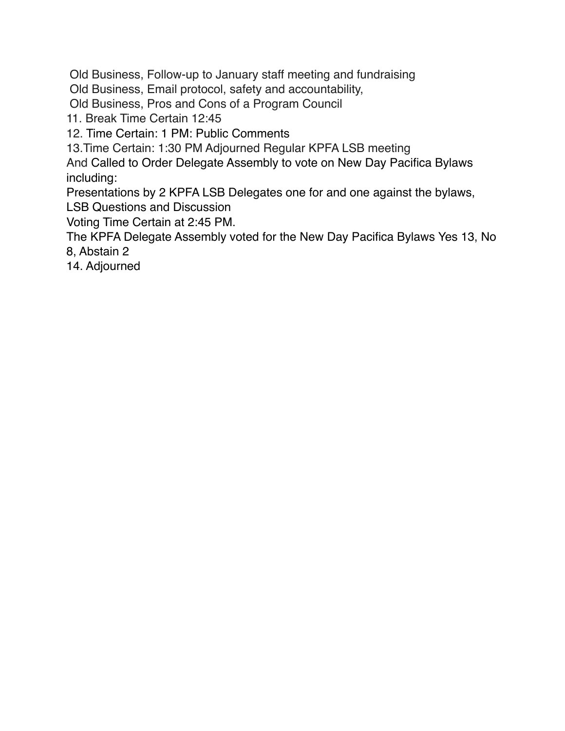Old Business, Follow-up to January staff meeting and fundraising
Old Business, Email protocol, safety and accountability,
Old Business, Pros and Cons of a Program Council

11. Break Time Certain 12:45
12. Time Certain: 1 PM: Public Comments
13. Time Certain: 1:30 PM Adjourned Regular KPFA LSB meeting

And Called to Order Delegate Assembly to vote on New Day Pacifica Bylaws including:
Presentations by 2 KPFA LSB Delegates one for and one against the bylaws,
LSB Questions and Discussion
Voting Time Certain at 2:45 PM.
The KPFA Delegate Assembly voted for the New Day Pacifica Bylaws Yes 13, No 8, Abstain 2

14. Adjourned